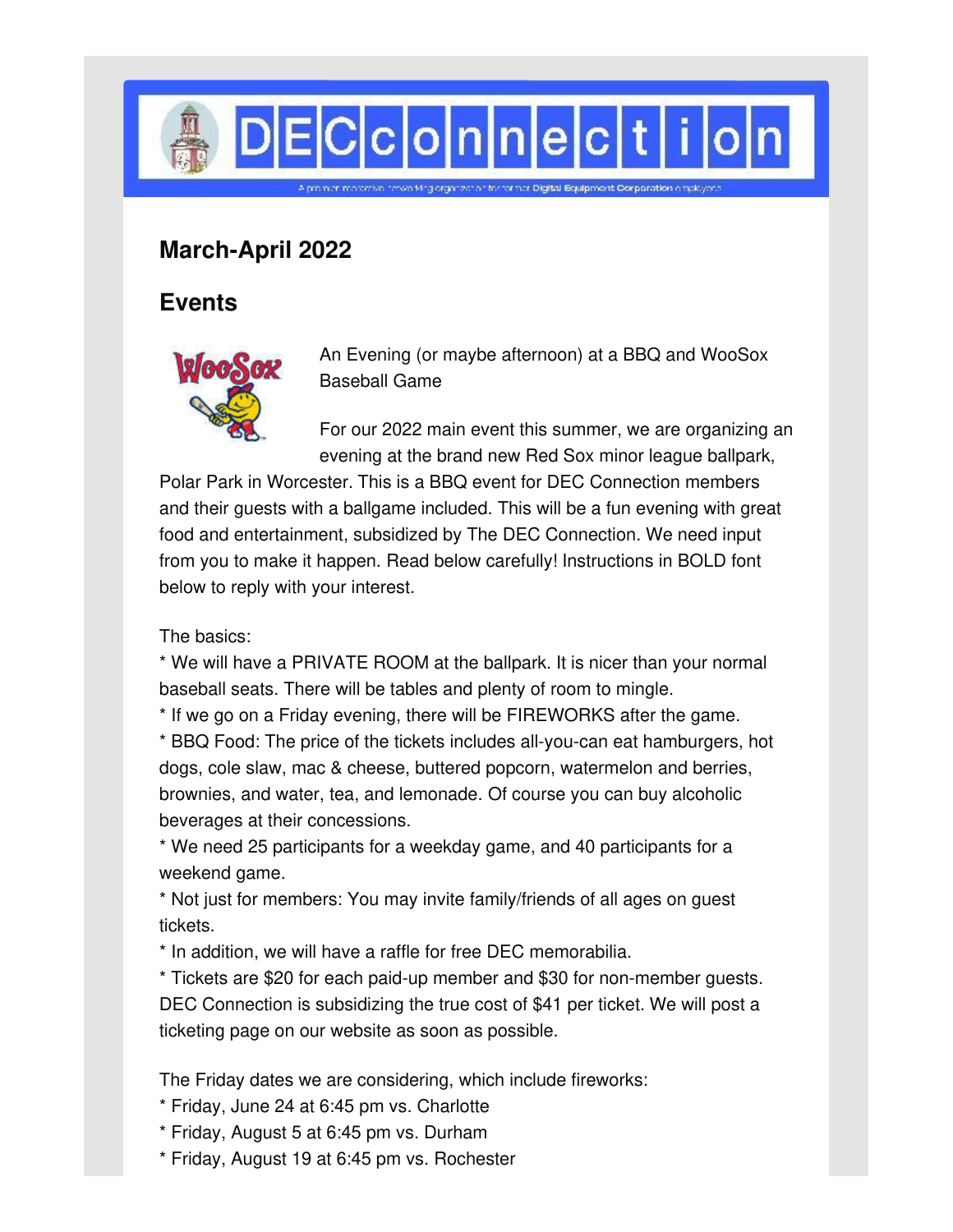# DECconnection

A premier member-driven networking organization for former Digital Equipment Corporation employees

## March-April 2022

## Events

An Evening (or maybe afternoon) at a BBQ and WooSox Baseball Game

For our 2022 main event this summer, we are organizing an evening at the brand new Red Sox minor league ballpark, Polar Park in Worcester. This is a BBQ event for DEC Connection members and their guests with a ballgame included. This will be a fun evening with great food and entertainment, subsidized by The DEC Connection. We need input from you to make it happen. Read below carefully! Instructions in BOLD font below to reply with your interest.

The basics:
* We will have a PRIVATE ROOM at the ballpark. It is nicer than your normal baseball seats. There will be tables and plenty of room to mingle.
* If we go on a Friday evening, there will be FIREWORKS after the game.
* BBQ Food: The price of the tickets includes all-you-can eat hamburgers, hot dogs, cole slaw, mac & cheese, buttered popcorn, watermelon and berries, brownies, and water, tea, and lemonade. Of course you can buy alcoholic beverages at their concessions.
* We need 25 participants for a weekday game, and 40 participants for a weekend game.
* Not just for members: You may invite family/friends of all ages on guest tickets.
* In addition, we will have a raffle for free DEC memorabilia.
* Tickets are $20 for each paid-up member and $30 for non-member guests. DEC Connection is subsidizing the true cost of $41 per ticket. We will post a ticketing page on our website as soon as possible.

The Friday dates we are considering, which include fireworks:
* Friday, June 24 at 6:45 pm vs. Charlotte
* Friday, August 5 at 6:45 pm vs. Durham
* Friday, August 19 at 6:45 pm vs. Rochester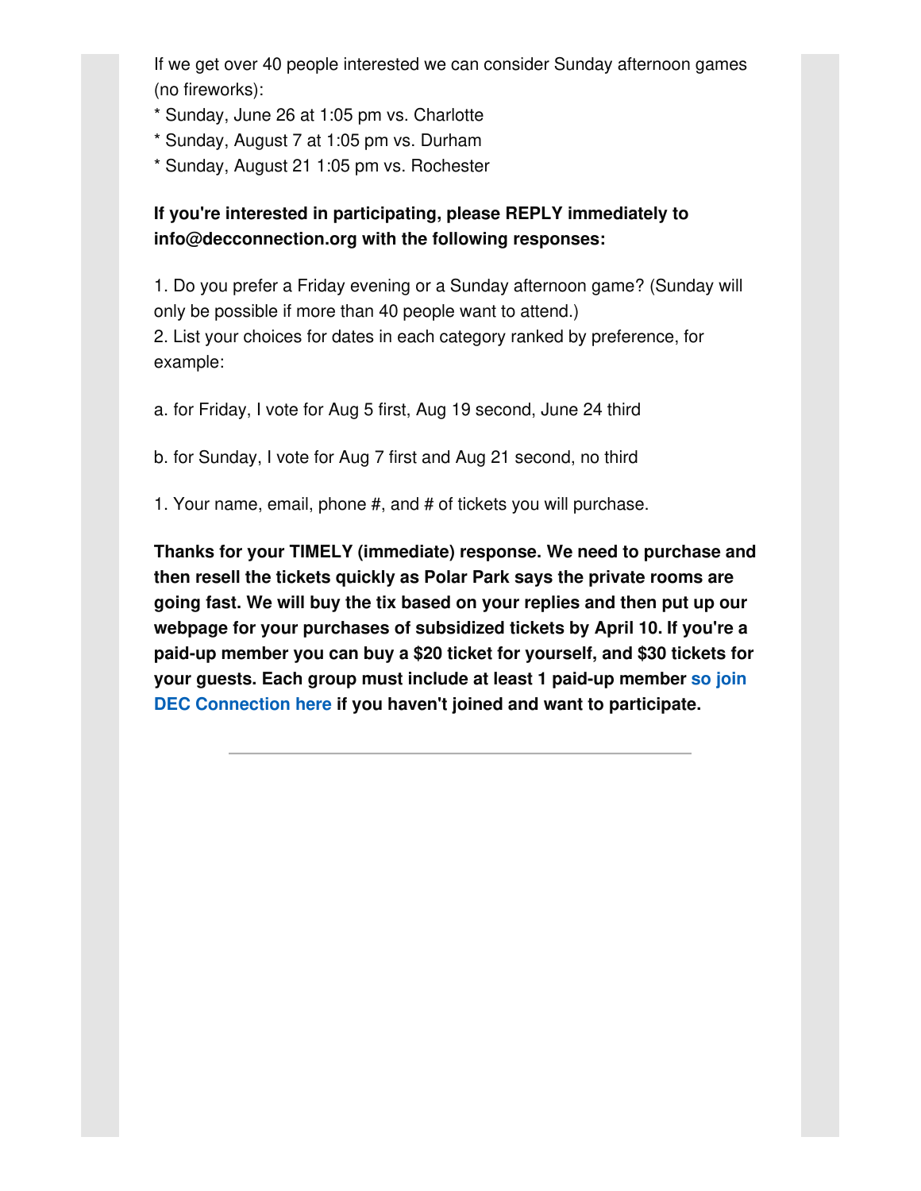If we get over 40 people interested we can consider Sunday afternoon games (no fireworks):
* Sunday, June 26 at 1:05 pm vs. Charlotte
* Sunday, August 7 at 1:05 pm vs. Durham
* Sunday, August 21 1:05 pm vs. Rochester

**If you're interested in participating, please REPLY immediately to info@decconnection.org with the following responses:**

1. Do you prefer a Friday evening or a Sunday afternoon game? (Sunday will only be possible if more than 40 people want to attend.)
2. List your choices for dates in each category ranked by preference, for example:

a. for Friday, I vote for Aug 5 first, Aug 19 second, June 24 third

b. for Sunday, I vote for Aug 7 first and Aug 21 second, no third

1. Your name, email, phone #, and # of tickets you will purchase.

**Thanks for your TIMELY (immediate) response. We need to purchase and then resell the tickets quickly as Polar Park says the private rooms are going fast. We will buy the tix based on your replies and then put up our webpage for your purchases of subsidized tickets by April 10. If you're a paid-up member you can buy a $20 ticket for yourself, and $30 tickets for your guests. Each group must include at least 1 paid-up member so join DEC Connection here if you haven't joined and want to participate.**

---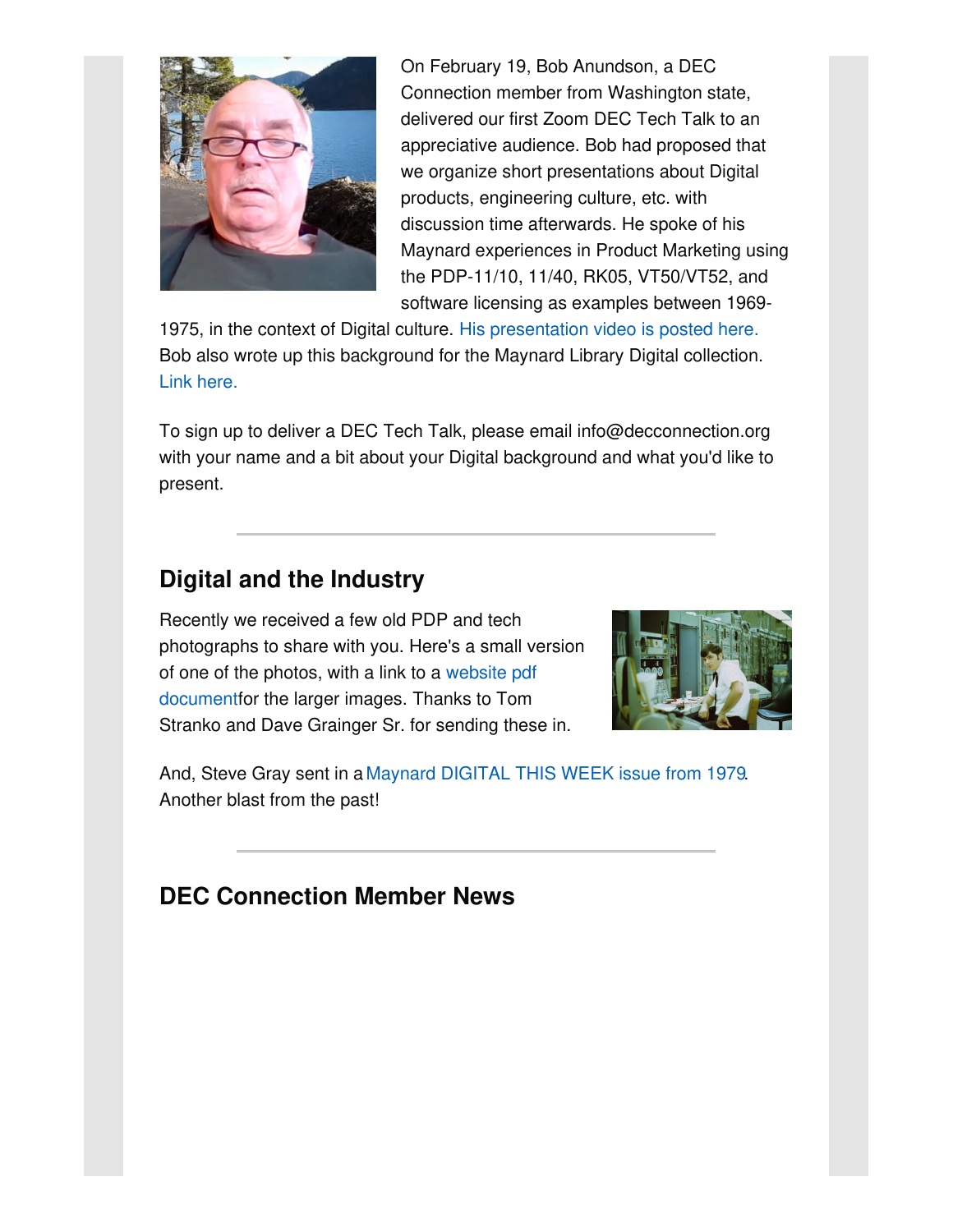On February 19, Bob Anundson, a DEC Connection member from Washington state, delivered our first Zoom DEC Tech Talk to an appreciative audience. Bob had proposed that we organize short presentations about Digital products, engineering culture, etc. with discussion time afterwards. He spoke of his Maynard experiences in Product Marketing using the PDP-11/10, 11/40, RK05, VT50/VT52, and software licensing as examples between 1969-1975, in the context of Digital culture. His presentation video is posted here. Bob also wrote up this background for the Maynard Library Digital collection. Link here.

To sign up to deliver a DEC Tech Talk, please email info@decconnection.org with your name and a bit about your Digital background and what you'd like to present.

---

## Digital and the Industry

Recently we received a few old PDP and tech photographs to share with you. Here's a small version of one of the photos, with a link to a website pdf documentfor the larger images. Thanks to Tom Stranko and Dave Grainger Sr. for sending these in.

And, Steve Gray sent in a Maynard DIGITAL THIS WEEK issue from 1979. Another blast from the past!

---

## DEC Connection Member News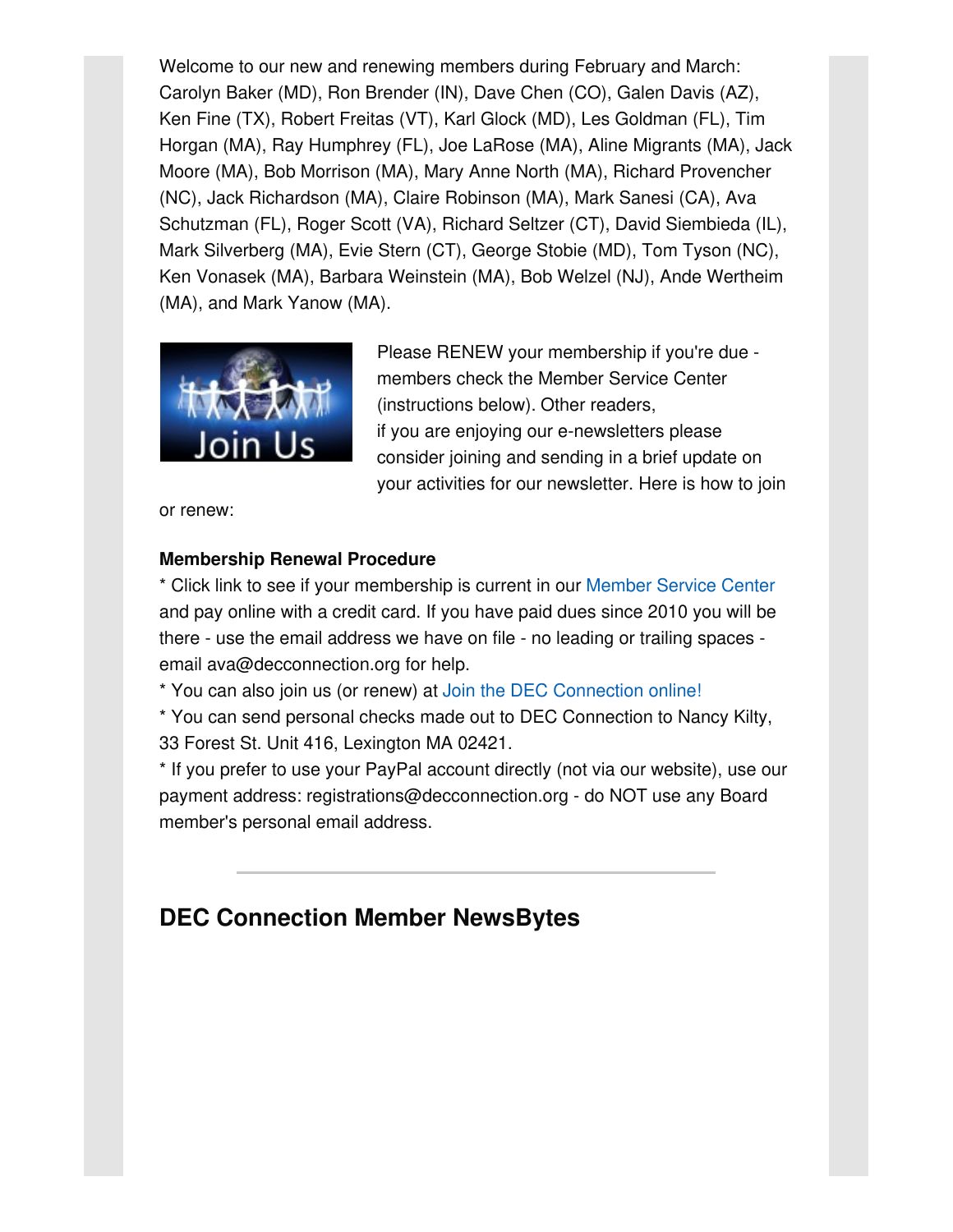Welcome to our new and renewing members during February and March: Carolyn Baker (MD), Ron Brender (IN), Dave Chen (CO), Galen Davis (AZ), Ken Fine (TX), Robert Freitas (VT), Karl Glock (MD), Les Goldman (FL), Tim Horgan (MA), Ray Humphrey (FL), Joe LaRose (MA), Aline Migrants (MA), Jack Moore (MA), Bob Morrison (MA), Mary Anne North (MA), Richard Provencher (NC), Jack Richardson (MA), Claire Robinson (MA), Mark Sanesi (CA), Ava Schutzman (FL), Roger Scott (VA), Richard Seltzer (CT), David Siembieda (IL), Mark Silverberg (MA), Evie Stern (CT), George Stobie (MD), Tom Tyson (NC), Ken Vonasek (MA), Barbara Weinstein (MA), Bob Welzel (NJ), Ande Wertheim (MA), and Mark Yanow (MA).

Please RENEW your membership if you're due - members check the Member Service Center (instructions below). Other readers, if you are enjoying our e-newsletters please consider joining and sending in a brief update on your activities for our newsletter. Here is how to join or renew:

**Membership Renewal Procedure**

* Click link to see if your membership is current in our Member Service Center and pay online with a credit card. If you have paid dues since 2010 you will be there - use the email address we have on file - no leading or trailing spaces - email ava@decconnection.org for help.
* You can also join us (or renew) at Join the DEC Connection online!
* You can send personal checks made out to DEC Connection to Nancy Kilty, 33 Forest St. Unit 416, Lexington MA 02421.
* If you prefer to use your PayPal account directly (not via our website), use our payment address: registrations@decconnection.org - do NOT use any Board member's personal email address.

---

## DEC Connection Member NewsBytes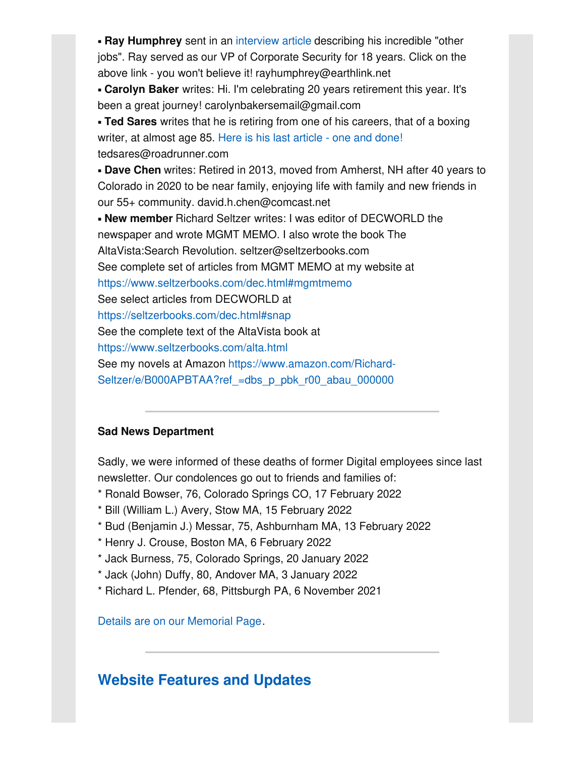- **Ray Humphrey** sent in an interview article describing his incredible "other jobs". Ray served as our VP of Corporate Security for 18 years. Click on the above link - you won't believe it! rayhumphrey@earthlink.net
- **Carolyn Baker** writes: Hi. I'm celebrating 20 years retirement this year. It's been a great journey! carolynbakersemail@gmail.com
- **Ted Sares** writes that he is retiring from one of his careers, that of a boxing writer, at almost age 85. Here is his last article - one and done! tedsares@roadrunner.com
- **Dave Chen** writes: Retired in 2013, moved from Amherst, NH after 40 years to Colorado in 2020 to be near family, enjoying life with family and new friends in our 55+ community. david.h.chen@comcast.net
- **New member** Richard Seltzer writes: I was editor of DECWORLD the newspaper and wrote MGMT MEMO. I also wrote the book The AltaVista:Search Revolution. seltzer@seltzerbooks.com
  See complete set of articles from MGMT MEMO at my website at https://www.seltzerbooks.com/dec.html#mgmtmemo
  See select articles from DECWORLD at https://seltzerbooks.com/dec.html#snap
  See the complete text of the AltaVista book at https://www.seltzerbooks.com/alta.html
  See my novels at Amazon https://www.amazon.com/Richard-Seltzer/e/B000APBTAA?ref_=dbs_p_pbk_r00_abau_000000

---

**Sad News Department**

Sadly, we were informed of these deaths of former Digital employees since last newsletter. Our condolences go out to friends and families of:

* Ronald Bowser, 76, Colorado Springs CO, 17 February 2022
* Bill (William L.) Avery, Stow MA, 15 February 2022
* Bud (Benjamin J.) Messar, 75, Ashburnham MA, 13 February 2022
* Henry J. Crouse, Boston MA, 6 February 2022
* Jack Burness, 75, Colorado Springs, 20 January 2022
* Jack (John) Duffy, 80, Andover MA, 3 January 2022
* Richard L. Pfender, 68, Pittsburgh PA, 6 November 2021

Details are on our Memorial Page.

---

## Website Features and Updates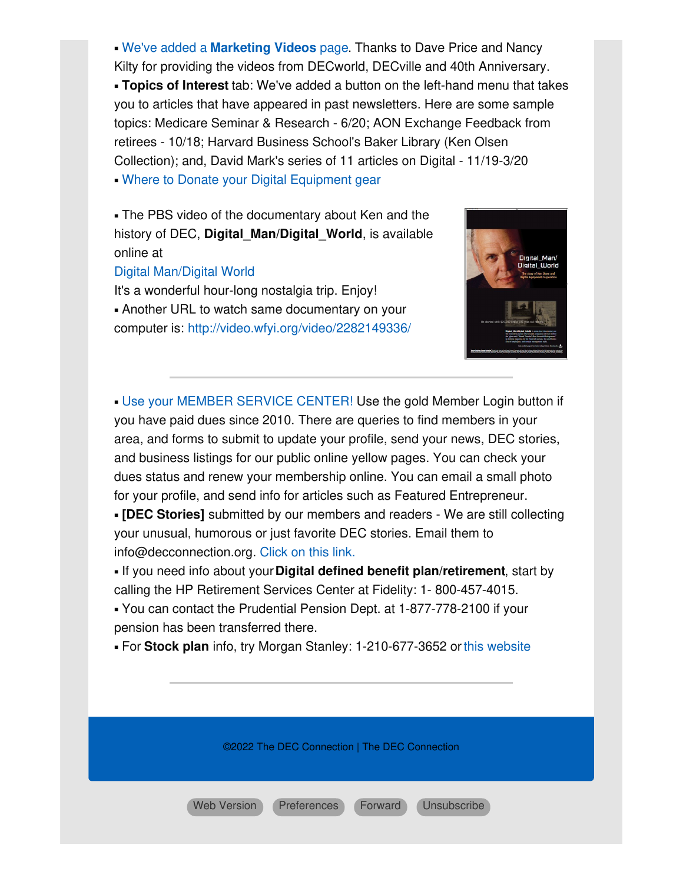▪ We've added a **Marketing Videos** page. Thanks to Dave Price and Nancy Kilty for providing the videos from DECworld, DECville and 40th Anniversary.

▪ **Topics of Interest** tab: We've added a button on the left-hand menu that takes you to articles that have appeared in past newsletters. Here are some sample topics: Medicare Seminar & Research - 6/20; AON Exchange Feedback from retirees - 10/18; Harvard Business School's Baker Library (Ken Olsen Collection); and, David Mark's series of 11 articles on Digital - 11/19-3/20

▪ Where to Donate your Digital Equipment gear

▪ The PBS video of the documentary about Ken and the history of DEC, **Digital_Man/Digital_World**, is available online at

Digital Man/Digital World

It's a wonderful hour-long nostalgia trip. Enjoy!

▪ Another URL to watch same documentary on your computer is: http://video.wfyi.org/video/2282149336/

---

▪ Use your MEMBER SERVICE CENTER! Use the gold Member Login button if you have paid dues since 2010. There are queries to find members in your area, and forms to submit to update your profile, send your news, DEC stories, and business listings for our public online yellow pages. You can check your dues status and renew your membership online. You can email a small photo for your profile, and send info for articles such as Featured Entrepreneur.

▪ **[DEC Stories]** submitted by our members and readers - We are still collecting your unusual, humorous or just favorite DEC stories. Email them to info@decconnection.org. Click on this link.

▪ If you need info about your **Digital defined benefit plan/retirement**, start by calling the HP Retirement Services Center at Fidelity: 1- 800-457-4015.

▪ You can contact the Prudential Pension Dept. at 1-877-778-2100 if your pension has been transferred there.

▪ For **Stock plan** info, try Morgan Stanley: 1-210-677-3652 or this website

---

©2022 The DEC Connection | The DEC Connection

Web Version Preferences Forward Unsubscribe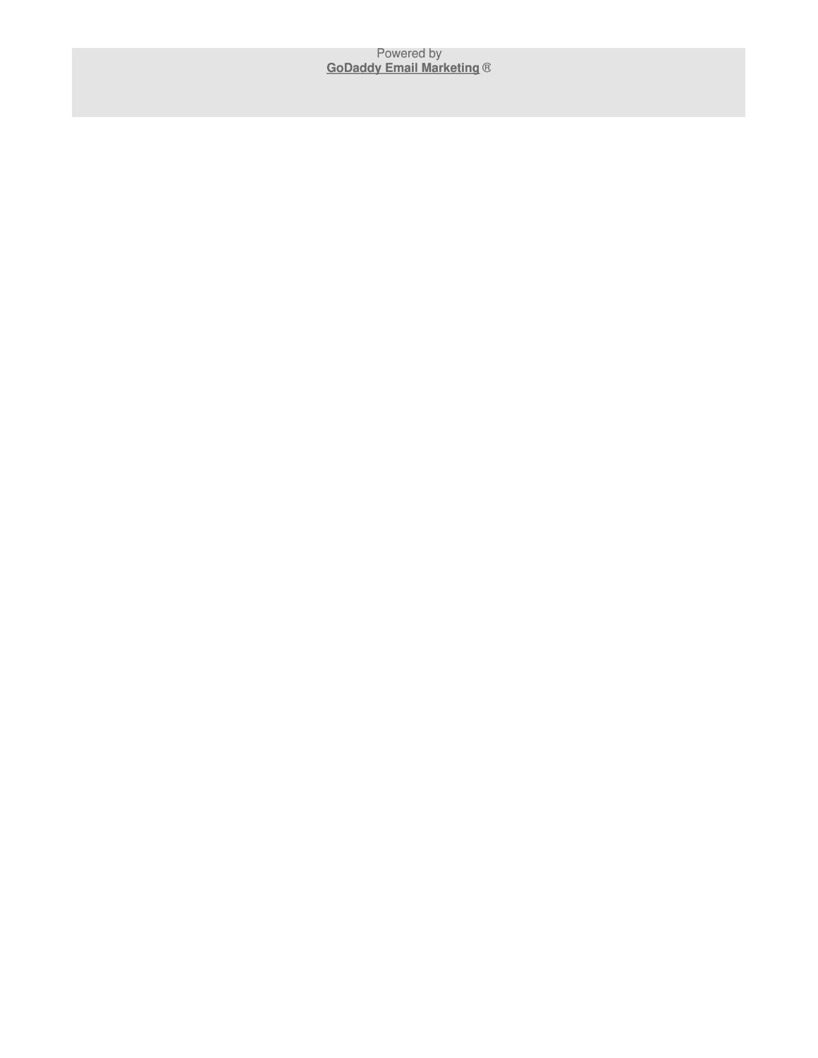Powered by
**GoDaddy Email Marketing** ®